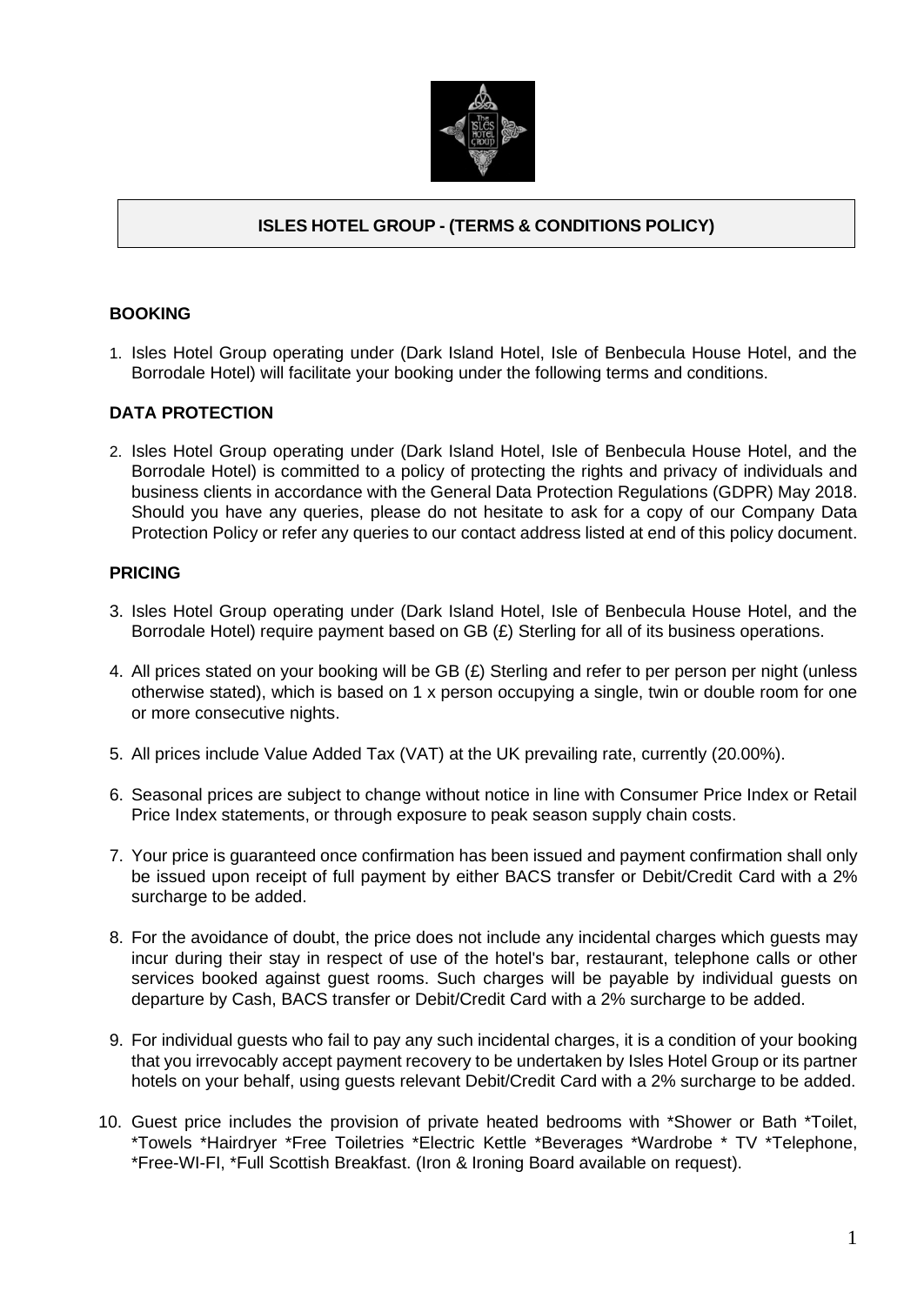# ISLES HOTEL GROUP - (TERMS & CONDITIONS POLICY)

## BOOKING

1. Isles Hotel Group operating under (Dark Island Hotel, Isle of Benbecula House Hotel, and the Borrodale Hotel) will facilitate your booking under the following terms and conditions.

## DATA PROTECTION

2. Isles Hotel Group operating under (Dark Island Hotel, Isle of Benbecula House Hotel, and the Borrodale Hotel) is committed to a policy of protecting the rights and privacy of individuals and business clients in accordance with the General Data Protection Regulations (GDPR) May 2018. Should you have any queries, please do not hesitate to ask for a copy of our Company Data Protection Policy or refer any queries to our contact address listed at end of this policy document.

## PRICING

3. Isles Hotel Group operating under (Dark Island Hotel, Isle of Benbecula House Hotel, and the Borrodale Hotel) require payment based on GB (£) Sterling for all of its business operations.

4. All prices stated on your booking will be GB (£) Sterling and refer to per person per night (unless otherwise stated), which is based on 1 x person occupying a single, twin or double room for one or more consecutive nights.

5. All prices include Value Added Tax (VAT) at the UK prevailing rate, currently (20.00%).

6. Seasonal prices are subject to change without notice in line with Consumer Price Index or Retail Price Index statements, or through exposure to peak season supply chain costs.

7. Your price is guaranteed once confirmation has been issued and payment confirmation shall only be issued upon receipt of full payment by either BACS transfer or Debit/Credit Card with a 2% surcharge to be added.

8. For the avoidance of doubt, the price does not include any incidental charges which guests may incur during their stay in respect of use of the hotel's bar, restaurant, telephone calls or other services booked against guest rooms. Such charges will be payable by individual guests on departure by Cash, BACS transfer or Debit/Credit Card with a 2% surcharge to be added.

9. For individual guests who fail to pay any such incidental charges, it is a condition of your booking that you irrevocably accept payment recovery to be undertaken by Isles Hotel Group or its partner hotels on your behalf, using guests relevant Debit/Credit Card with a 2% surcharge to be added.

10. Guest price includes the provision of private heated bedrooms with *Shower or Bath *Toilet, *Towels *Hairdryer *Free Toiletries *Electric Kettle *Beverages *Wardrobe * TV *Telephone, *Free-WI-FI, *Full Scottish Breakfast. (Iron & Ironing Board available on request).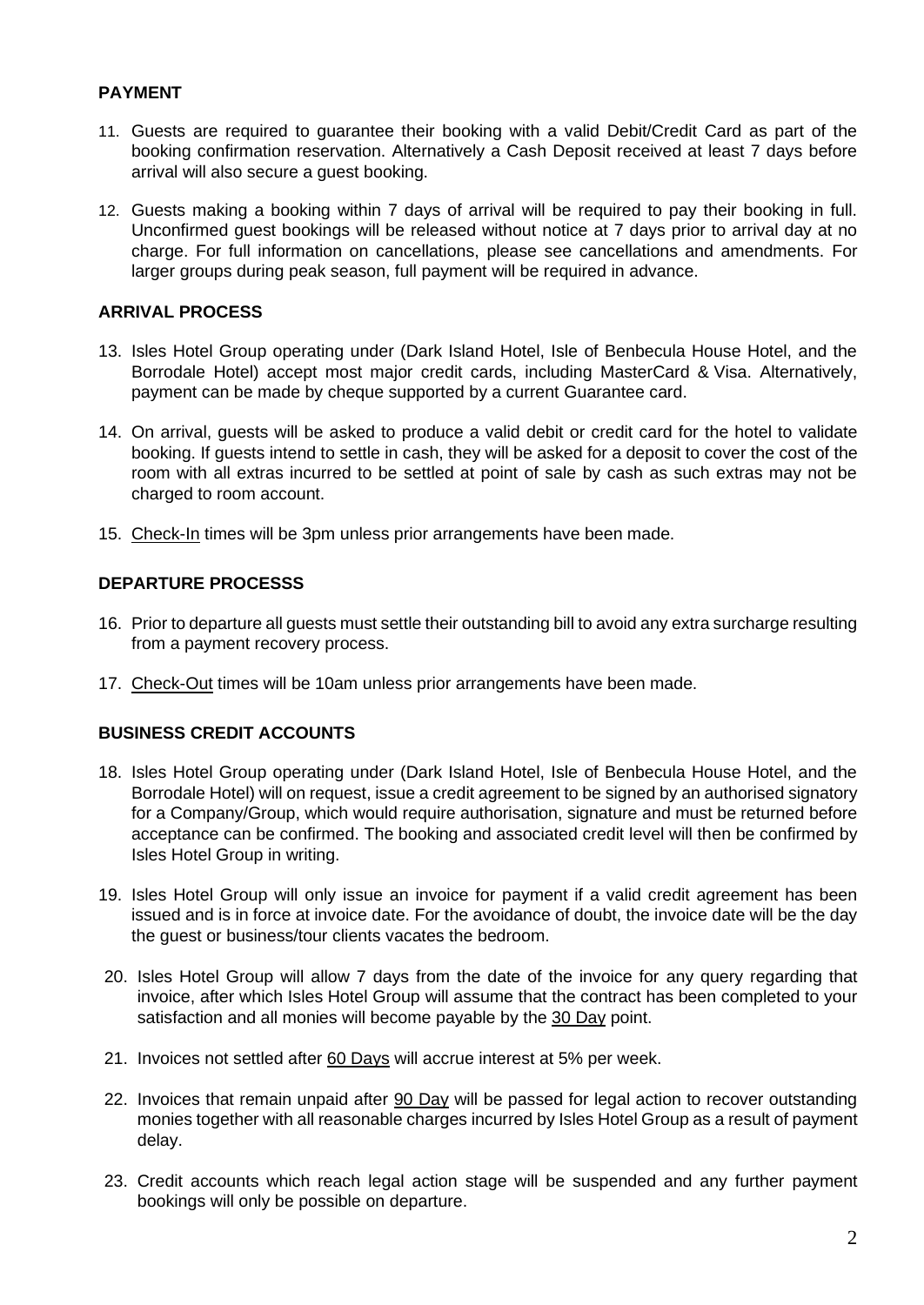## PAYMENT

11. Guests are required to guarantee their booking with a valid Debit/Credit Card as part of the booking confirmation reservation. Alternatively a Cash Deposit received at least 7 days before arrival will also secure a guest booking.

12. Guests making a booking within 7 days of arrival will be required to pay their booking in full. Unconfirmed guest bookings will be released without notice at 7 days prior to arrival day at no charge. For full information on cancellations, please see cancellations and amendments. For larger groups during peak season, full payment will be required in advance.

## ARRIVAL PROCESS

13. Isles Hotel Group operating under (Dark Island Hotel, Isle of Benbecula House Hotel, and the Borrodale Hotel) accept most major credit cards, including MasterCard & Visa. Alternatively, payment can be made by cheque supported by a current Guarantee card.

14. On arrival, guests will be asked to produce a valid debit or credit card for the hotel to validate booking. If guests intend to settle in cash, they will be asked for a deposit to cover the cost of the room with all extras incurred to be settled at point of sale by cash as such extras may not be charged to room account.

15. Check-In times will be 3pm unless prior arrangements have been made.

## DEPARTURE PROCESSS

16. Prior to departure all guests must settle their outstanding bill to avoid any extra surcharge resulting from a payment recovery process.

17. Check-Out times will be 10am unless prior arrangements have been made.

## BUSINESS CREDIT ACCOUNTS

18. Isles Hotel Group operating under (Dark Island Hotel, Isle of Benbecula House Hotel, and the Borrodale Hotel) will on request, issue a credit agreement to be signed by an authorised signatory for a Company/Group, which would require authorisation, signature and must be returned before acceptance can be confirmed. The booking and associated credit level will then be confirmed by Isles Hotel Group in writing.

19. Isles Hotel Group will only issue an invoice for payment if a valid credit agreement has been issued and is in force at invoice date. For the avoidance of doubt, the invoice date will be the day the guest or business/tour clients vacates the bedroom.

20. Isles Hotel Group will allow 7 days from the date of the invoice for any query regarding that invoice, after which Isles Hotel Group will assume that the contract has been completed to your satisfaction and all monies will become payable by the 30 Day point.

21. Invoices not settled after 60 Days will accrue interest at 5% per week.

22. Invoices that remain unpaid after 90 Day will be passed for legal action to recover outstanding monies together with all reasonable charges incurred by Isles Hotel Group as a result of payment delay.

23. Credit accounts which reach legal action stage will be suspended and any further payment bookings will only be possible on departure.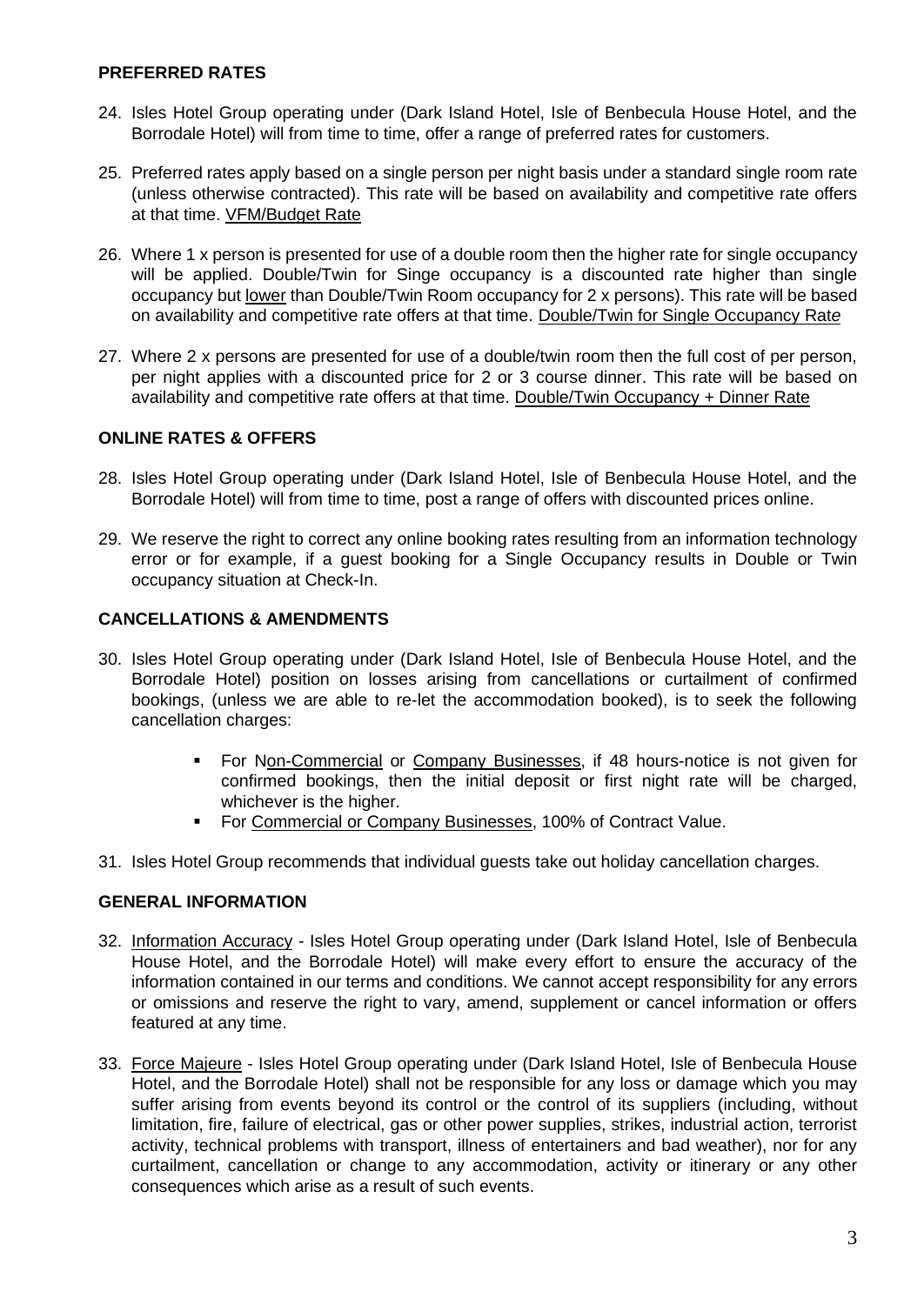**PREFERRED RATES**

24. Isles Hotel Group operating under (Dark Island Hotel, Isle of Benbecula House Hotel, and the Borrodale Hotel) will from time to time, offer a range of preferred rates for customers.

25. Preferred rates apply based on a single person per night basis under a standard single room rate (unless otherwise contracted). This rate will be based on availability and competitive rate offers at that time. <u>VFM/Budget Rate</u>

26. Where 1 x person is presented for use of a double room then the higher rate for single occupancy will be applied. Double/Twin for Singe occupancy is a discounted rate higher than single occupancy but <u>lower</u> than Double/Twin Room occupancy for 2 x persons). This rate will be based on availability and competitive rate offers at that time. <u>Double/Twin for Single Occupancy Rate</u>

27. Where 2 x persons are presented for use of a double/twin room then the full cost of per person, per night applies with a discounted price for 2 or 3 course dinner. This rate will be based on availability and competitive rate offers at that time. <u>Double/Twin Occupancy + Dinner Rate</u>

**ONLINE RATES & OFFERS**

28. Isles Hotel Group operating under (Dark Island Hotel, Isle of Benbecula House Hotel, and the Borrodale Hotel) will from time to time, post a range of offers with discounted prices online.

29. We reserve the right to correct any online booking rates resulting from an information technology error or for example, if a guest booking for a Single Occupancy results in Double or Twin occupancy situation at Check-In.

**CANCELLATIONS & AMENDMENTS**

30. Isles Hotel Group operating under (Dark Island Hotel, Isle of Benbecula House Hotel, and the Borrodale Hotel) position on losses arising from cancellations or curtailment of confirmed bookings, (unless we are able to re-let the accommodation booked), is to seek the following cancellation charges:

    - For <u>Non-Commercial</u> or <u>Company Businesses</u>, if 48 hours-notice is not given for confirmed bookings, then the initial deposit or first night rate will be charged, whichever is the higher.
    - For <u>Commercial or Company Businesses</u>, 100% of Contract Value.

31. Isles Hotel Group recommends that individual guests take out holiday cancellation charges.

**GENERAL INFORMATION**

32. <u>Information Accuracy</u> - Isles Hotel Group operating under (Dark Island Hotel, Isle of Benbecula House Hotel, and the Borrodale Hotel) will make every effort to ensure the accuracy of the information contained in our terms and conditions. We cannot accept responsibility for any errors or omissions and reserve the right to vary, amend, supplement or cancel information or offers featured at any time.

33. <u>Force Majeure</u> - Isles Hotel Group operating under (Dark Island Hotel, Isle of Benbecula House Hotel, and the Borrodale Hotel) shall not be responsible for any loss or damage which you may suffer arising from events beyond its control or the control of its suppliers (including, without limitation, fire, failure of electrical, gas or other power supplies, strikes, industrial action, terrorist activity, technical problems with transport, illness of entertainers and bad weather), nor for any curtailment, cancellation or change to any accommodation, activity or itinerary or any other consequences which arise as a result of such events.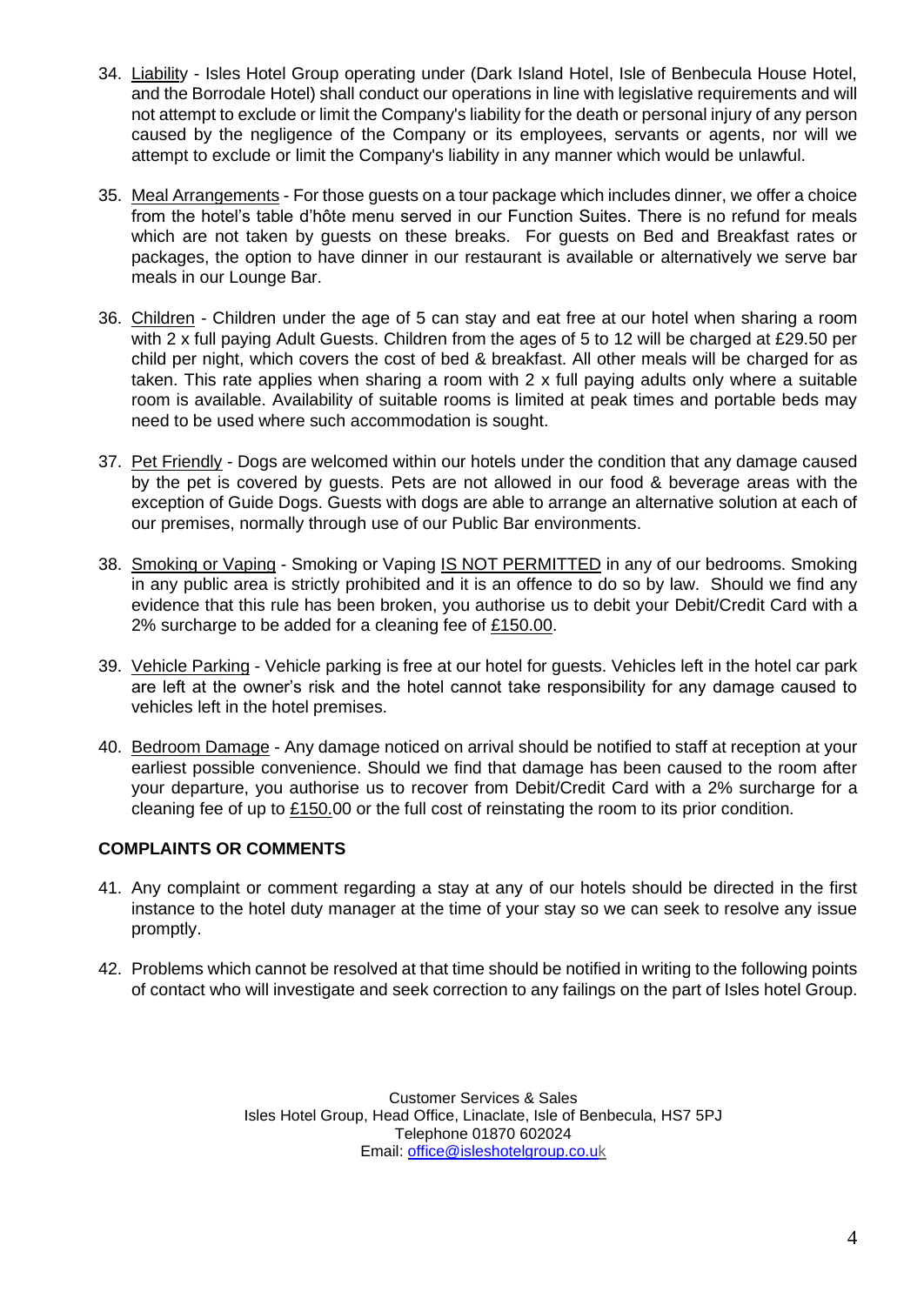34. Liability - Isles Hotel Group operating under (Dark Island Hotel, Isle of Benbecula House Hotel, and the Borrodale Hotel) shall conduct our operations in line with legislative requirements and will not attempt to exclude or limit the Company's liability for the death or personal injury of any person caused by the negligence of the Company or its employees, servants or agents, nor will we attempt to exclude or limit the Company's liability in any manner which would be unlawful.

35. Meal Arrangements - For those guests on a tour package which includes dinner, we offer a choice from the hotel's table d'hôte menu served in our Function Suites. There is no refund for meals which are not taken by guests on these breaks. For guests on Bed and Breakfast rates or packages, the option to have dinner in our restaurant is available or alternatively we serve bar meals in our Lounge Bar.

36. Children - Children under the age of 5 can stay and eat free at our hotel when sharing a room with 2 x full paying Adult Guests. Children from the ages of 5 to 12 will be charged at £29.50 per child per night, which covers the cost of bed & breakfast. All other meals will be charged for as taken. This rate applies when sharing a room with 2 x full paying adults only where a suitable room is available. Availability of suitable rooms is limited at peak times and portable beds may need to be used where such accommodation is sought.

37. Pet Friendly - Dogs are welcomed within our hotels under the condition that any damage caused by the pet is covered by guests. Pets are not allowed in our food & beverage areas with the exception of Guide Dogs. Guests with dogs are able to arrange an alternative solution at each of our premises, normally through use of our Public Bar environments.

38. Smoking or Vaping - Smoking or Vaping IS NOT PERMITTED in any of our bedrooms. Smoking in any public area is strictly prohibited and it is an offence to do so by law. Should we find any evidence that this rule has been broken, you authorise us to debit your Debit/Credit Card with a 2% surcharge to be added for a cleaning fee of £150.00.

39. Vehicle Parking - Vehicle parking is free at our hotel for guests. Vehicles left in the hotel car park are left at the owner's risk and the hotel cannot take responsibility for any damage caused to vehicles left in the hotel premises.

40. Bedroom Damage - Any damage noticed on arrival should be notified to staff at reception at your earliest possible convenience. Should we find that damage has been caused to the room after your departure, you authorise us to recover from Debit/Credit Card with a 2% surcharge for a cleaning fee of up to £150.00 or the full cost of reinstating the room to its prior condition.

## COMPLAINTS OR COMMENTS

41. Any complaint or comment regarding a stay at any of our hotels should be directed in the first instance to the hotel duty manager at the time of your stay so we can seek to resolve any issue promptly.

42. Problems which cannot be resolved at that time should be notified in writing to the following points of contact who will investigate and seek correction to any failings on the part of Isles hotel Group.

Customer Services & Sales
Isles Hotel Group, Head Office, Linaclate, Isle of Benbecula, HS7 5PJ
Telephone 01870 602024
Email: office@isleshotelgroup.co.uk